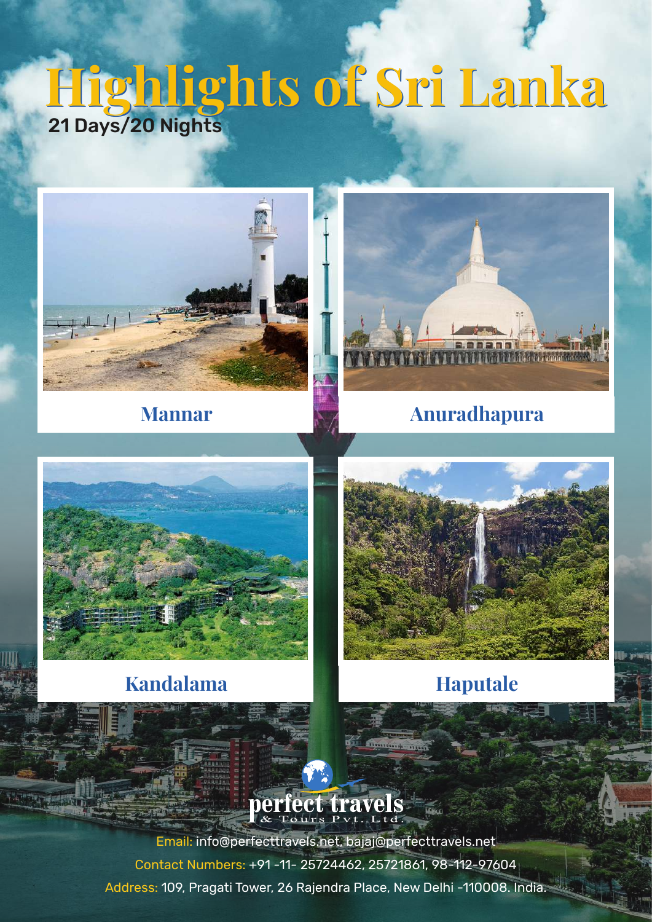# Highlights of Sri Lanka

21 Days/20 Nights

Mannar

Anuradhapura

Kandalama

Haputale

perfect travels & Tours Pvt. Ltd.

Email: info@perfecttravels.net, bajaj@perfecttravels.net

Contact Numbers: +91 -11- 25724462, 25721861, 98-112-97604

Address: 109, Pragati Tower, 26 Rajendra Place, New Delhi -110008. India.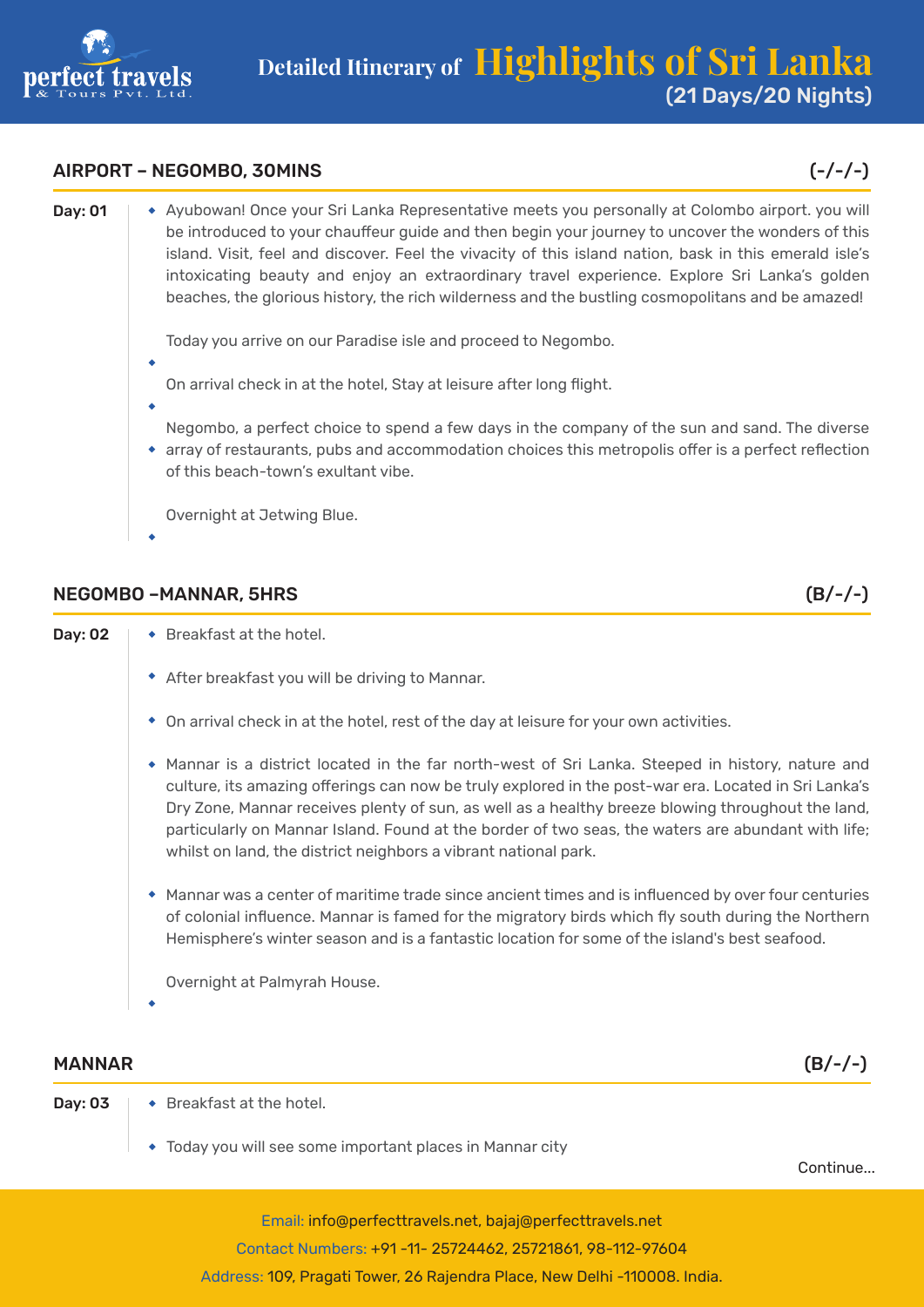## AIRPORT – NEGOMBO, 30MINS (-/-/-)

**Day: 01**

- Ayubowan! Once your Sri Lanka Representative meets you personally at Colombo airport. you will be introduced to your chauffeur guide and then begin your journey to uncover the wonders of this island. Visit, feel and discover. Feel the vivacity of this island nation, bask in this emerald isle's intoxicating beauty and enjoy an extraordinary travel experience. Explore Sri Lanka's golden beaches, the glorious history, the rich wilderness and the bustling cosmopolitans and be amazed!
- Today you arrive on our Paradise isle and proceed to Negombo.
- On arrival check in at the hotel, Stay at leisure after long flight.
- Negombo, a perfect choice to spend a few days in the company of the sun and sand. The diverse array of restaurants, pubs and accommodation choices this metropolis offer is a perfect reflection of this beach-town's exultant vibe.
- Overnight at Jetwing Blue.

## NEGOMBO –MANNAR, 5HRS (B/-/-)

**Day: 02**

- Breakfast at the hotel.
- After breakfast you will be driving to Mannar.
- On arrival check in at the hotel, rest of the day at leisure for your own activities.
- Mannar is a district located in the far north-west of Sri Lanka. Steeped in history, nature and culture, its amazing offerings can now be truly explored in the post-war era. Located in Sri Lanka's Dry Zone, Mannar receives plenty of sun, as well as a healthy breeze blowing throughout the land, particularly on Mannar Island. Found at the border of two seas, the waters are abundant with life; whilst on land, the district neighbors a vibrant national park.
- Mannar was a center of maritime trade since ancient times and is influenced by over four centuries of colonial influence. Mannar is famed for the migratory birds which fly south during the Northern Hemisphere's winter season and is a fantastic location for some of the island's best seafood.
- Overnight at Palmyrah House.

## MANNAR (B/-/-)

**Day: 03**

- Breakfast at the hotel.
- Today you will see some important places in Mannar city

Continue...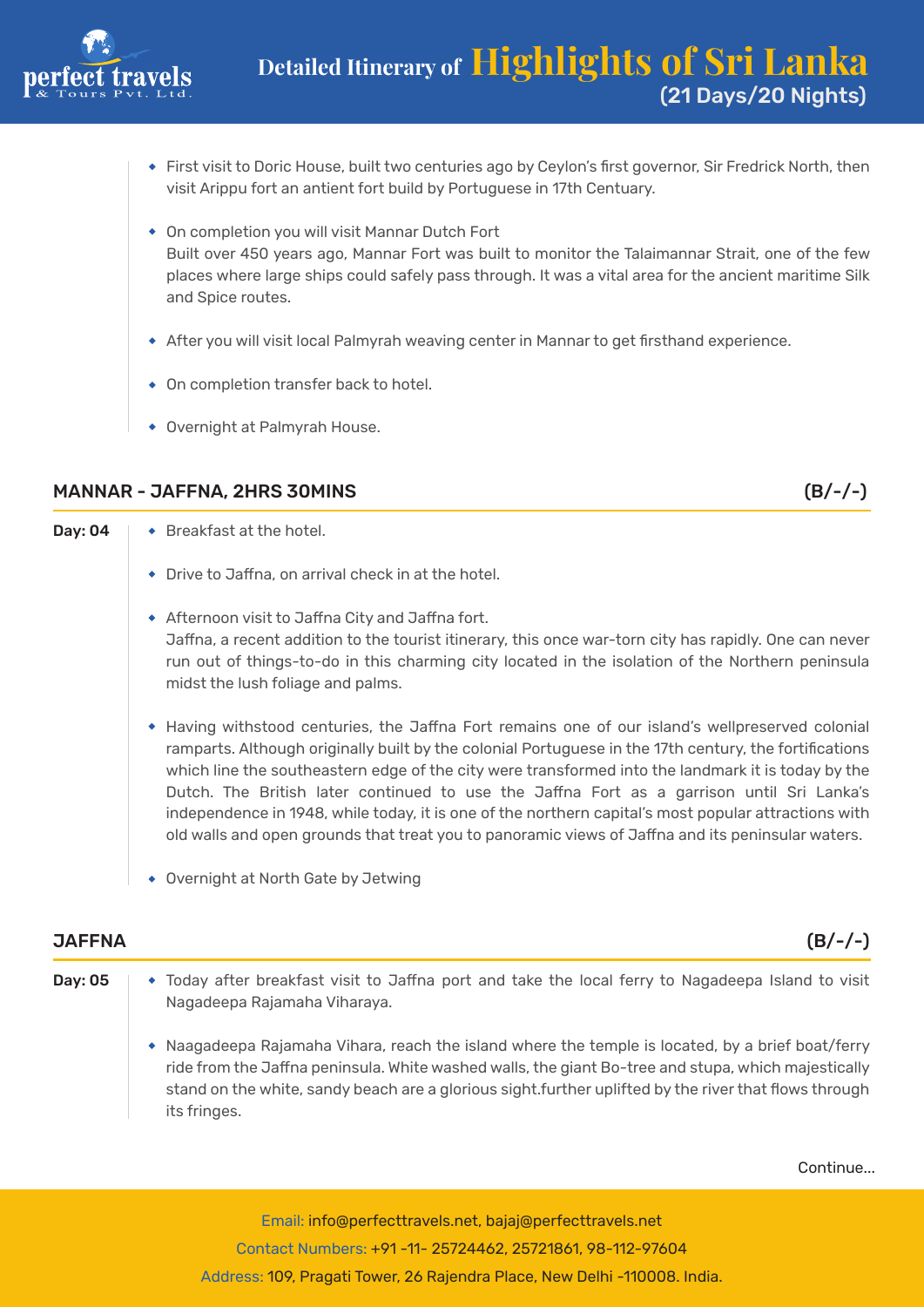- First visit to Doric House, built two centuries ago by Ceylon's first governor, Sir Fredrick North, then visit Arippu fort an antient fort build by Portuguese in 17th Centuary.
- On completion you will visit Mannar Dutch Fort
  Built over 450 years ago, Mannar Fort was built to monitor the Talaimannar Strait, one of the few places where large ships could safely pass through. It was a vital area for the ancient maritime Silk and Spice routes.
- After you will visit local Palmyrah weaving center in Mannar to get firsthand experience.
- On completion transfer back to hotel.
- Overnight at Palmyrah House.

## MANNAR - JAFFNA, 2HRS 30MINS (B/-/-)

**Day: 04**

- Breakfast at the hotel.
- Drive to Jaffna, on arrival check in at the hotel.
- Afternoon visit to Jaffna City and Jaffna fort.
  Jaffna, a recent addition to the tourist itinerary, this once war-torn city has rapidly. One can never run out of things-to-do in this charming city located in the isolation of the Northern peninsula midst the lush foliage and palms.
- Having withstood centuries, the Jaffna Fort remains one of our island's wellpreserved colonial ramparts. Although originally built by the colonial Portuguese in the 17th century, the fortifications which line the southeastern edge of the city were transformed into the landmark it is today by the Dutch. The British later continued to use the Jaffna Fort as a garrison until Sri Lanka's independence in 1948, while today, it is one of the northern capital's most popular attractions with old walls and open grounds that treat you to panoramic views of Jaffna and its peninsular waters.
- Overnight at North Gate by Jetwing

## JAFFNA (B/-/-)

**Day: 05**

- Today after breakfast visit to Jaffna port and take the local ferry to Nagadeepa Island to visit Nagadeepa Rajamaha Viharaya.
- Naagadeepa Rajamaha Vihara, reach the island where the temple is located, by a brief boat/ferry ride from the Jaffna peninsula. White washed walls, the giant Bo-tree and stupa, which majestically stand on the white, sandy beach are a glorious sight.further uplifted by the river that flows through its fringes.

Continue...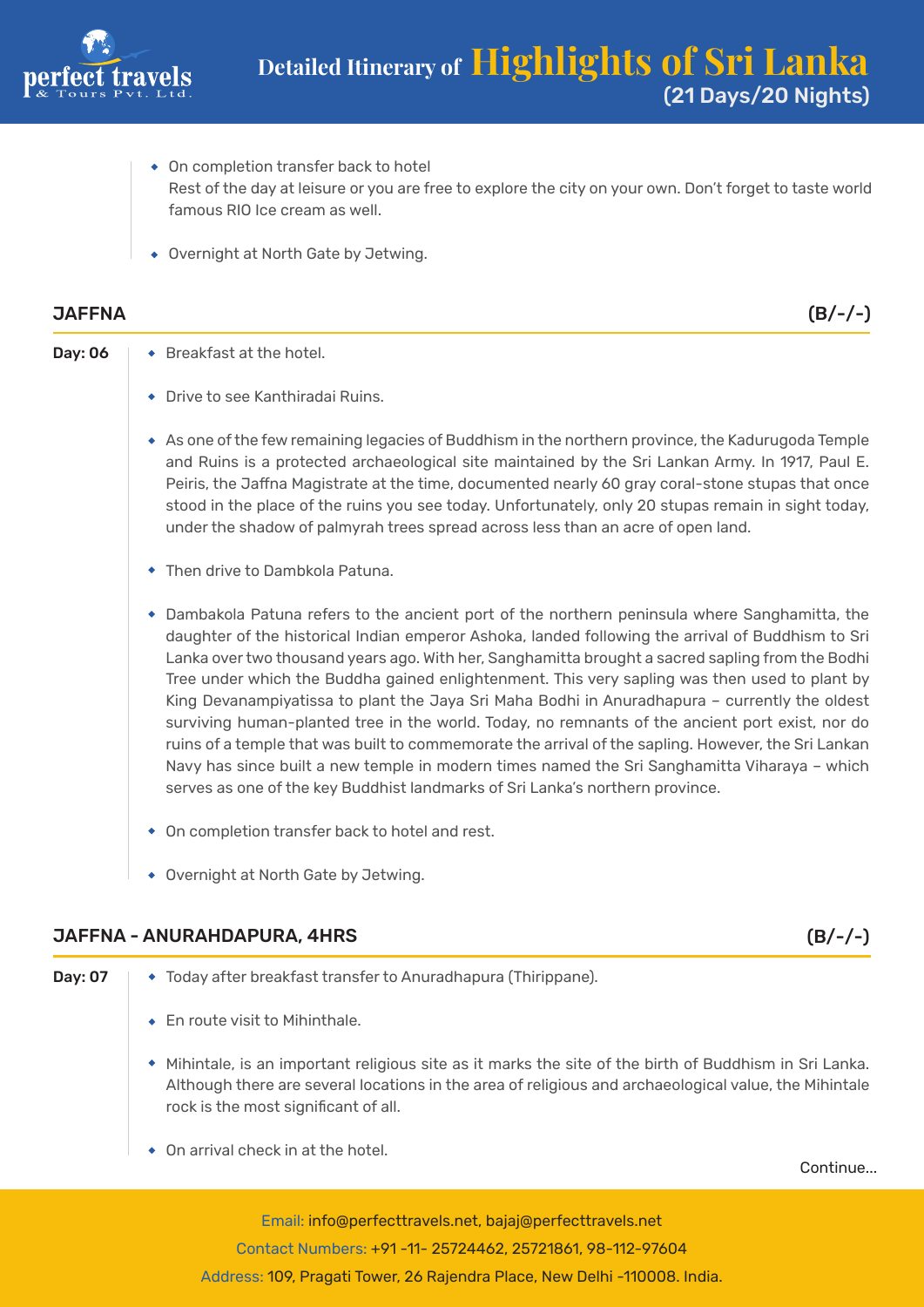- On completion transfer back to hotel
  Rest of the day at leisure or you are free to explore the city on your own. Don't forget to taste world famous RIO Ice cream as well.

- Overnight at North Gate by Jetwing.

## JAFFNA (B/-/-)

**Day: 06**

- Breakfast at the hotel.
- Drive to see Kanthiradai Ruins.
- As one of the few remaining legacies of Buddhism in the northern province, the Kadurugoda Temple and Ruins is a protected archaeological site maintained by the Sri Lankan Army. In 1917, Paul E. Peiris, the Jaffna Magistrate at the time, documented nearly 60 gray coral-stone stupas that once stood in the place of the ruins you see today. Unfortunately, only 20 stupas remain in sight today, under the shadow of palmyrah trees spread across less than an acre of open land.
- Then drive to Dambkola Patuna.
- Dambakola Patuna refers to the ancient port of the northern peninsula where Sanghamitta, the daughter of the historical Indian emperor Ashoka, landed following the arrival of Buddhism to Sri Lanka over two thousand years ago. With her, Sanghamitta brought a sacred sapling from the Bodhi Tree under which the Buddha gained enlightenment. This very sapling was then used to plant by King Devanampiyatissa to plant the Jaya Sri Maha Bodhi in Anuradhapura – currently the oldest surviving human-planted tree in the world. Today, no remnants of the ancient port exist, nor do ruins of a temple that was built to commemorate the arrival of the sapling. However, the Sri Lankan Navy has since built a new temple in modern times named the Sri Sanghamitta Viharaya – which serves as one of the key Buddhist landmarks of Sri Lanka's northern province.
- On completion transfer back to hotel and rest.
- Overnight at North Gate by Jetwing.

## JAFFNA - ANURAHDAPURA, 4HRS (B/-/-)

**Day: 07**

- Today after breakfast transfer to Anuradhapura (Thirippane).
- En route visit to Mihinthale.
- Mihintale, is an important religious site as it marks the site of the birth of Buddhism in Sri Lanka. Although there are several locations in the area of religious and archaeological value, the Mihintale rock is the most significant of all.
- On arrival check in at the hotel.

Continue...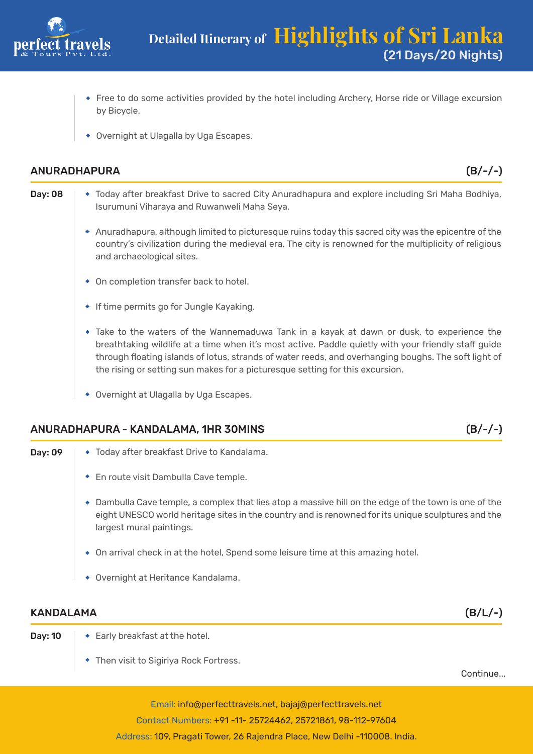- Free to do some activities provided by the hotel including Archery, Horse ride or Village excursion by Bicycle.
- Overnight at Ulagalla by Uga Escapes.

## ANURADHAPURA (B/-/-)

**Day: 08**

- Today after breakfast Drive to sacred City Anuradhapura and explore including Sri Maha Bodhiya, Isurumuni Viharaya and Ruwanweli Maha Seya.
- Anuradhapura, although limited to picturesque ruins today this sacred city was the epicentre of the country's civilization during the medieval era. The city is renowned for the multiplicity of religious and archaeological sites.
- On completion transfer back to hotel.
- If time permits go for Jungle Kayaking.
- Take to the waters of the Wannemaduwa Tank in a kayak at dawn or dusk, to experience the breathtaking wildlife at a time when it's most active. Paddle quietly with your friendly staff guide through floating islands of lotus, strands of water reeds, and overhanging boughs. The soft light of the rising or setting sun makes for a picturesque setting for this excursion.
- Overnight at Ulagalla by Uga Escapes.

## ANURADHAPURA - KANDALAMA, 1HR 30MINS (B/-/-)

**Day: 09**

- Today after breakfast Drive to Kandalama.
- En route visit Dambulla Cave temple.
- Dambulla Cave temple, a complex that lies atop a massive hill on the edge of the town is one of the eight UNESCO world heritage sites in the country and is renowned for its unique sculptures and the largest mural paintings.
- On arrival check in at the hotel, Spend some leisure time at this amazing hotel.
- Overnight at Heritance Kandalama.

## KANDALAMA (B/L/-)

**Day: 10**

- Early breakfast at the hotel.
- Then visit to Sigiriya Rock Fortress.

Continue...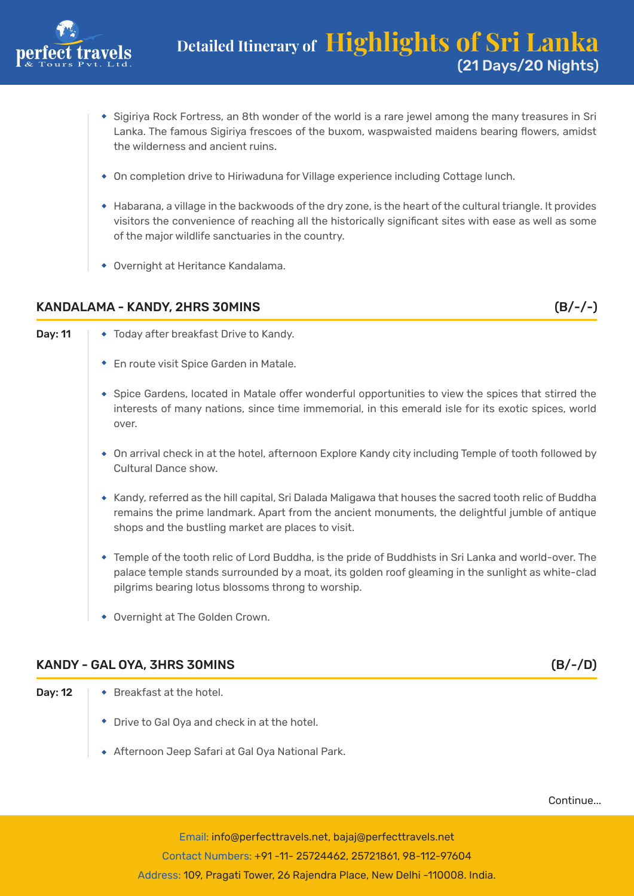- Sigiriya Rock Fortress, an 8th wonder of the world is a rare jewel among the many treasures in Sri Lanka. The famous Sigiriya frescoes of the buxom, waspwaisted maidens bearing flowers, amidst the wilderness and ancient ruins.
- On completion drive to Hiriwaduna for Village experience including Cottage lunch.
- Habarana, a village in the backwoods of the dry zone, is the heart of the cultural triangle. It provides visitors the convenience of reaching all the historically significant sites with ease as well as some of the major wildlife sanctuaries in the country.
- Overnight at Heritance Kandalama.

## KANDALAMA - KANDY, 2HRS 30MINS (B/-/-)

**Day: 11**

- Today after breakfast Drive to Kandy.
- En route visit Spice Garden in Matale.
- Spice Gardens, located in Matale offer wonderful opportunities to view the spices that stirred the interests of many nations, since time immemorial, in this emerald isle for its exotic spices, world over.
- On arrival check in at the hotel, afternoon Explore Kandy city including Temple of tooth followed by Cultural Dance show.
- Kandy, referred as the hill capital, Sri Dalada Maligawa that houses the sacred tooth relic of Buddha remains the prime landmark. Apart from the ancient monuments, the delightful jumble of antique shops and the bustling market are places to visit.
- Temple of the tooth relic of Lord Buddha, is the pride of Buddhists in Sri Lanka and world-over. The palace temple stands surrounded by a moat, its golden roof gleaming in the sunlight as white-clad pilgrims bearing lotus blossoms throng to worship.
- Overnight at The Golden Crown.

## KANDY - GAL OYA, 3HRS 30MINS (B/-/D)

**Day: 12**

- Breakfast at the hotel.
- Drive to Gal Oya and check in at the hotel.
- Afternoon Jeep Safari at Gal Oya National Park.

Continue...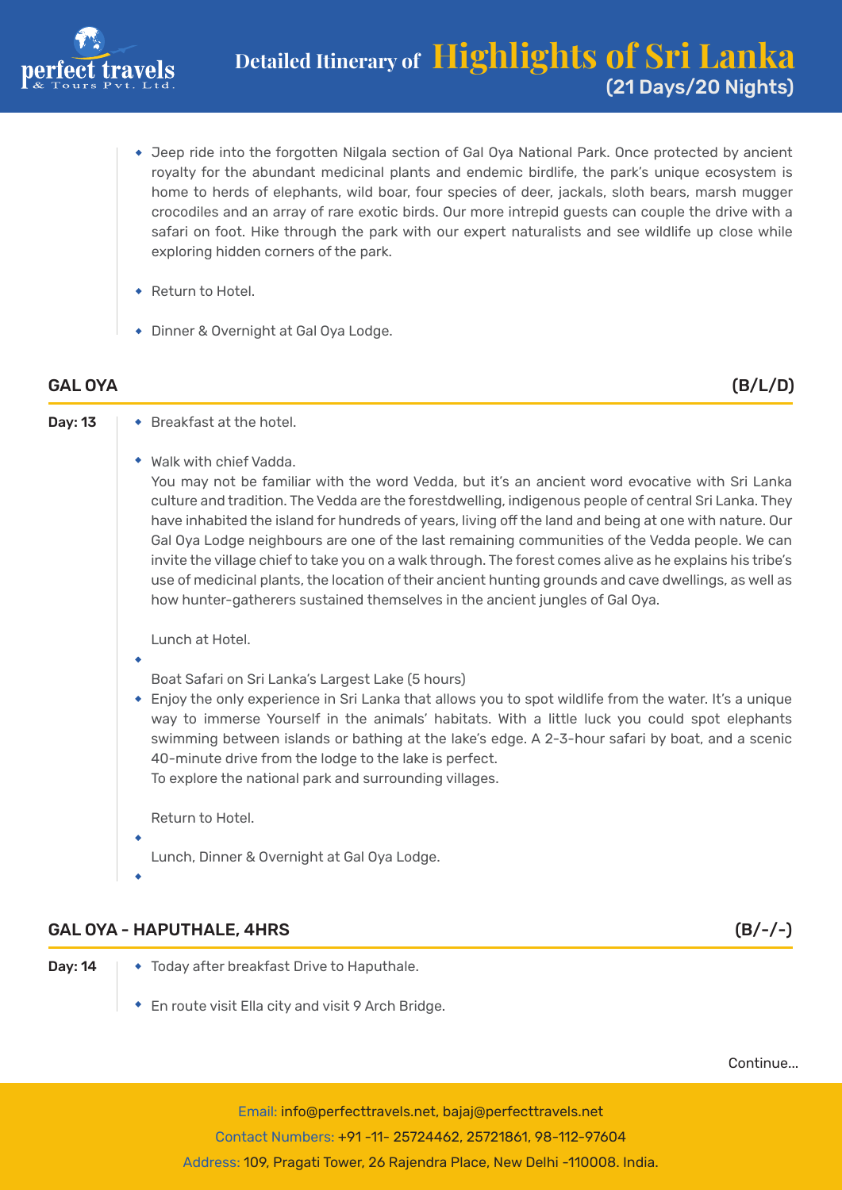- Jeep ride into the forgotten Nilgala section of Gal Oya National Park. Once protected by ancient royalty for the abundant medicinal plants and endemic birdlife, the park's unique ecosystem is home to herds of elephants, wild boar, four species of deer, jackals, sloth bears, marsh mugger crocodiles and an array of rare exotic birds. Our more intrepid guests can couple the drive with a safari on foot. Hike through the park with our expert naturalists and see wildlife up close while exploring hidden corners of the park.
- Return to Hotel.
- Dinner & Overnight at Gal Oya Lodge.

## GAL OYA (B/L/D)

**Day: 13**

- Breakfast at the hotel.
- Walk with chief Vadda.
  You may not be familiar with the word Vedda, but it's an ancient word evocative with Sri Lanka culture and tradition. The Vedda are the forestdwelling, indigenous people of central Sri Lanka. They have inhabited the island for hundreds of years, living off the land and being at one with nature. Our Gal Oya Lodge neighbours are one of the last remaining communities of the Vedda people. We can invite the village chief to take you on a walk through. The forest comes alive as he explains his tribe's use of medicinal plants, the location of their ancient hunting grounds and cave dwellings, as well as how hunter-gatherers sustained themselves in the ancient jungles of Gal Oya.

  Lunch at Hotel.
- Boat Safari on Sri Lanka's Largest Lake (5 hours)
- Enjoy the only experience in Sri Lanka that allows you to spot wildlife from the water. It's a unique way to immerse Yourself in the animals' habitats. With a little luck you could spot elephants swimming between islands or bathing at the lake's edge. A 2-3-hour safari by boat, and a scenic 40-minute drive from the lodge to the lake is perfect.
  To explore the national park and surrounding villages.

  Return to Hotel.
- Lunch, Dinner & Overnight at Gal Oya Lodge.

## GAL OYA - HAPUTHALE, 4HRS (B/-/-)

**Day: 14**

- Today after breakfast Drive to Haputhale.
- En route visit Ella city and visit 9 Arch Bridge.

Continue...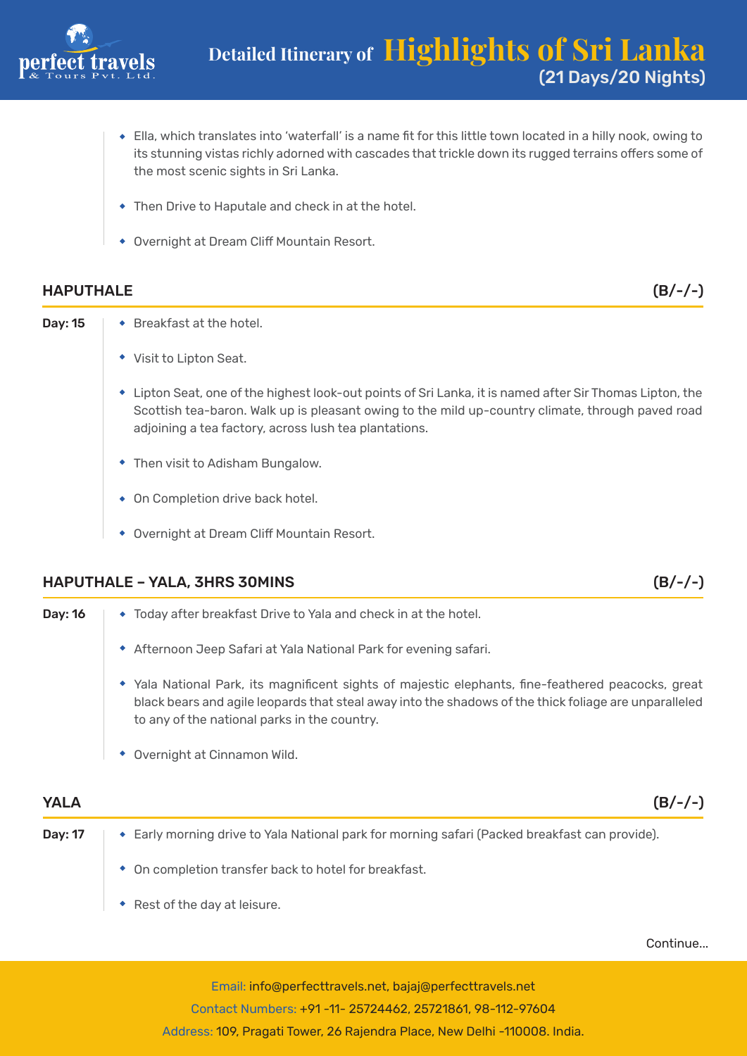- Ella, which translates into 'waterfall' is a name fit for this little town located in a hilly nook, owing to its stunning vistas richly adorned with cascades that trickle down its rugged terrains offers some of the most scenic sights in Sri Lanka.
- Then Drive to Haputale and check in at the hotel.
- Overnight at Dream Cliff Mountain Resort.

## HAPUTHALE (B/-/-)

**Day: 15**

- Breakfast at the hotel.
- Visit to Lipton Seat.
- Lipton Seat, one of the highest look-out points of Sri Lanka, it is named after Sir Thomas Lipton, the Scottish tea-baron. Walk up is pleasant owing to the mild up-country climate, through paved road adjoining a tea factory, across lush tea plantations.
- Then visit to Adisham Bungalow.
- On Completion drive back hotel.
- Overnight at Dream Cliff Mountain Resort.

## HAPUTHALE – YALA, 3HRS 30MINS (B/-/-)

**Day: 16**

- Today after breakfast Drive to Yala and check in at the hotel.
- Afternoon Jeep Safari at Yala National Park for evening safari.
- Yala National Park, its magnificent sights of majestic elephants, fine-feathered peacocks, great black bears and agile leopards that steal away into the shadows of the thick foliage are unparalleled to any of the national parks in the country.
- Overnight at Cinnamon Wild.

## YALA (B/-/-)

**Day: 17**

- Early morning drive to Yala National park for morning safari (Packed breakfast can provide).
- On completion transfer back to hotel for breakfast.
- Rest of the day at leisure.

Continue...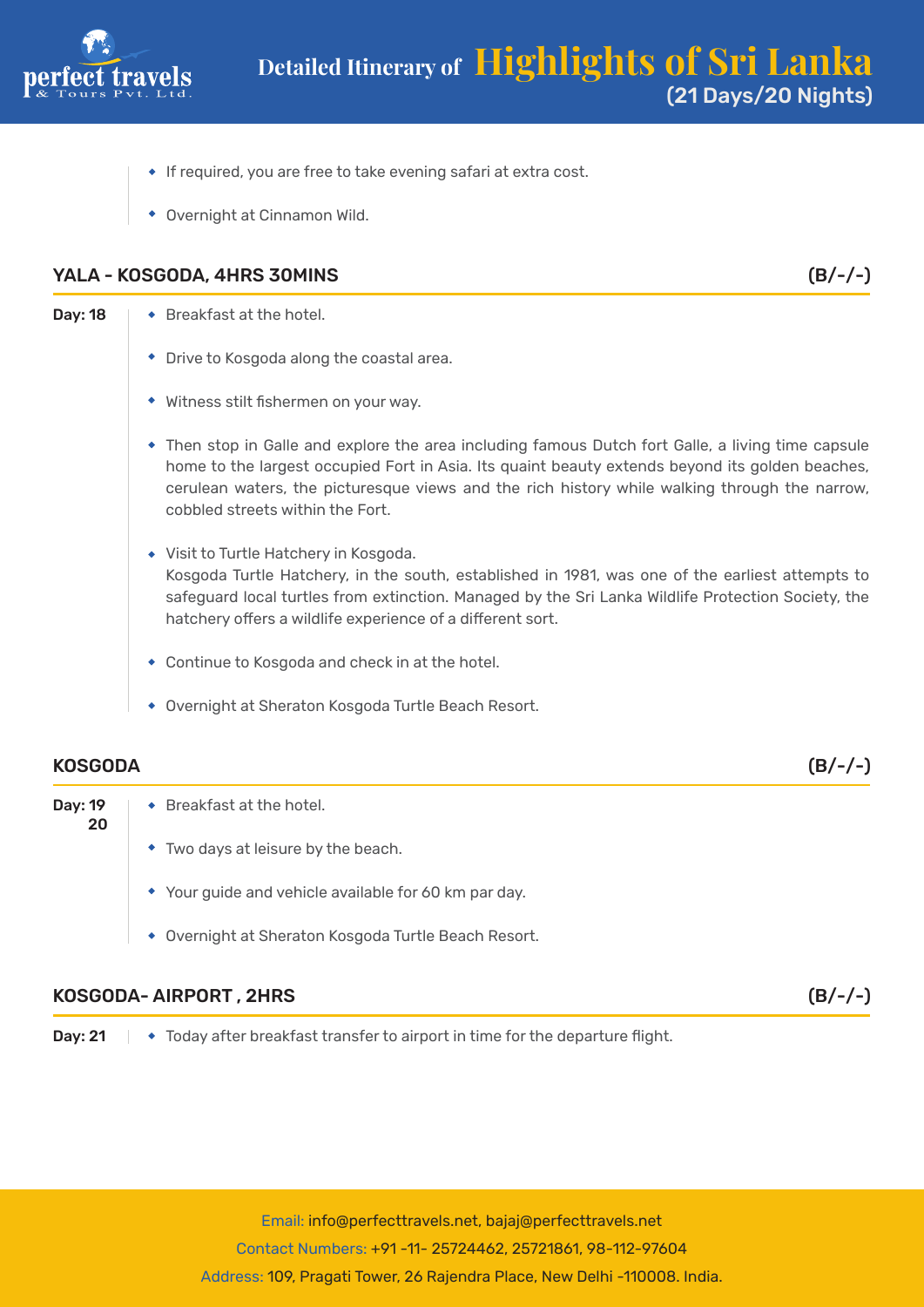- If required, you are free to take evening safari at extra cost.
- Overnight at Cinnamon Wild.

## YALA - KOSGODA, 4HRS 30MINS (B/-/-)

**Day: 18**

- Breakfast at the hotel.
- Drive to Kosgoda along the coastal area.
- Witness stilt fishermen on your way.
- Then stop in Galle and explore the area including famous Dutch fort Galle, a living time capsule home to the largest occupied Fort in Asia. Its quaint beauty extends beyond its golden beaches, cerulean waters, the picturesque views and the rich history while walking through the narrow, cobbled streets within the Fort.
- Visit to Turtle Hatchery in Kosgoda.
  Kosgoda Turtle Hatchery, in the south, established in 1981, was one of the earliest attempts to safeguard local turtles from extinction. Managed by the Sri Lanka Wildlife Protection Society, the hatchery offers a wildlife experience of a different sort.
- Continue to Kosgoda and check in at the hotel.
- Overnight at Sheraton Kosgoda Turtle Beach Resort.

## KOSGODA (B/-/-)

**Day: 19 20**

- Breakfast at the hotel.
- Two days at leisure by the beach.
- Your guide and vehicle available for 60 km par day.
- Overnight at Sheraton Kosgoda Turtle Beach Resort.

## KOSGODA- AIRPORT , 2HRS (B/-/-)

**Day: 21**

- Today after breakfast transfer to airport in time for the departure flight.

Email: info@perfecttravels.net, bajaj@perfecttravels.net
Contact Numbers: +91 -11- 25724462, 25721861, 98-112-97604
Address: 109, Pragati Tower, 26 Rajendra Place, New Delhi -110008. India.